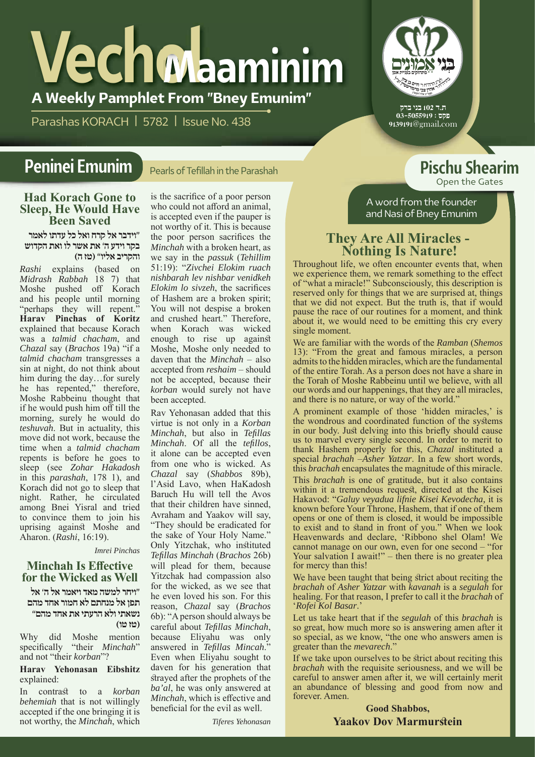# Vechol Maaminim

**A Weekly Pamphlet From "Bney Emunim"**

Parashas KORACH | 5782 | Issue No. 438

ת.ד 102 בני ברק
פקס: 03-5055919
9139191@gmail.com

## Peninei Emunim

Pearls of Tefillah in the Parashah

### Had Korach Gone to Sleep, He Would Have Been Saved

**"וידבר אל קרח ואל כל עדתו לאמר בקר וידע ה' את אשר לו ואת הקדוש והקריב אליו" (טז ה)**

*Rashi* explains (based on *Midrash Rabbah* 18 7) that Moshe pushed off Korach and his people until morning "perhaps they will repent." **Harav Pinchas of Koritz** explained that because Korach was a *talmid chacham*, and *Chazal* say (*Brachos* 19a) "if a *talmid chacham* transgresses a sin at night, do not think about him during the day…for surely he has repented," therefore, Moshe Rabbeinu thought that if he would push him off till the morning, surely he would do *teshuvah*. But in actuality, this move did not work, because the time when a *talmid chacham* repents is before he goes to sleep (see *Zohar Hakadosh* in this *parashah*, 178 1), and Korach did not go to sleep that night. Rather, he circulated among Bnei Yisral and tried to convince them to join his uprising against Moshe and Aharon. (*Rashi*, 16:19).

*Imrei Pinchas*

### Minchah Is Effective for the Wicked as Well

**"ויחר למשה מאד ויאמר אל ה' אל תפן אל מנחתם לא חמור אחד מהם נשאתי ולא הרעתי את אחד מהם" (טז טו)**

Why did Moshe mention specifically "their *Minchah*" and not "their *korban*"?

**Harav Yehonasan Eibshitz** explained:

In contrast to a *korban behemiah* that is not willingly accepted if the one bringing it is not worthy, the *Minchah*, which is the sacrifice of a poor person who could not afford an animal, is accepted even if the pauper is not worthy of it. This is because the poor person sacrifices the *Minchah* with a broken heart, as we say in the *passuk* (*Tehillim* 51:19): "*Zivchei Elokim ruach nishbarah lev nishbar venidkeh Elokim lo sivzeh*, the sacrifices of Hashem are a broken spirit; You will not despise a broken and crushed heart." Therefore, when Korach was wicked enough to rise up against Moshe, Moshe only needed to daven that the *Minchah* – also accepted from *reshaim* – should not be accepted, because their *korban* would surely not have been accepted.

Rav Yehonasan added that this virtue is not only in a *Korban Minchah*, but also in *Tefillas Minchah*. Of all the *tefillos*, it alone can be accepted even from one who is wicked. As *Chazal* say (*Shabbos* 89b), l'Asid Lavo, when HaKadosh Baruch Hu will tell the Avos that their children have sinned, Avraham and Yaakov will say, "They should be eradicated for the sake of Your Holy Name." Only Yitzchak, who instituted *Tefillas Minchah* (*Brachos* 26b) will plead for them, because Yitzchak had compassion also for the wicked, as we see that he even loved his son. For this reason, *Chazal* say (*Brachos* 6b): "A person should always be careful about *Tefillas Minchah*, because Eliyahu was only answered in *Tefillas Mincah*." Even when Eliyahu sought to daven for his generation that strayed after the prophets of the *ba'al*, he was only answered at *Minchah*, which is effective and beneficial for the evil as well.

*Tiferes Yehonasan*

## Pischu Shearim

Open the Gates

A word from the founder and Nasi of Bney Emunim

### They Are All Miracles - Nothing Is Nature!

Throughout life, we often encounter events that, when we experience them, we remark something to the effect of "what a miracle!" Subconsciously, this description is reserved only for things that we are surprised at, things that we did not expect. But the truth is, that if would pause the race of our routines for a moment, and think about it, we would need to be emitting this cry every single moment.

We are familiar with the words of the *Ramban* (*Shemos* 13): "From the great and famous miracles, a person admits to the hidden miracles, which are the fundamental of the entire Torah. As a person does not have a share in the Torah of Moshe Rabbeinu until we believe, with all our words and our happenings, that they are all miracles, and there is no nature, or way of the world."

A prominent example of those 'hidden miracles,' is the wondrous and coordinated function of the systems in our body. Just delving into this briefly should cause us to marvel every single second. In order to merit to thank Hashem properly for this, *Chazal* instituted a special *brachah* –*Asher Yatzar*. In a few short words, this *brachah* encapsulates the magnitude of this miracle.

This *brachah* is one of gratitude, but it also contains within it a tremendous request, directed at the Kisei Hakavod: "*Galuy veyadua lifnie Kisei Kevodecha*, it is known before Your Throne, Hashem, that if one of them opens or one of them is closed, it would be impossible to exist and to stand in front of you." When we look Heavenwards and declare, 'Ribbono shel Olam! We cannot manage on our own, even for one second – "for Your salvation I await!" – then there is no greater plea for mercy than this!

We have been taught that being strict about reciting the *brachah* of *Asher Yatzar* with *kavanah* is a *segulah* for healing. For that reason, I prefer to call it the *brachah* of '*Rofei Kol Basar*.'

Let us take heart that if the *segulah* of this *brachah* is so great, how much more so is answering amen after it so special, as we know, "the one who answers amen is greater than the *mevarech*."

If we take upon ourselves to be strict about reciting this *brachah* with the requisite seriousness, and we will be careful to answer amen after it, we will certainly merit an abundance of blessing and good from now and forever. Amen.

**Good Shabbos,**
**Yaakov Dov Marmurstein**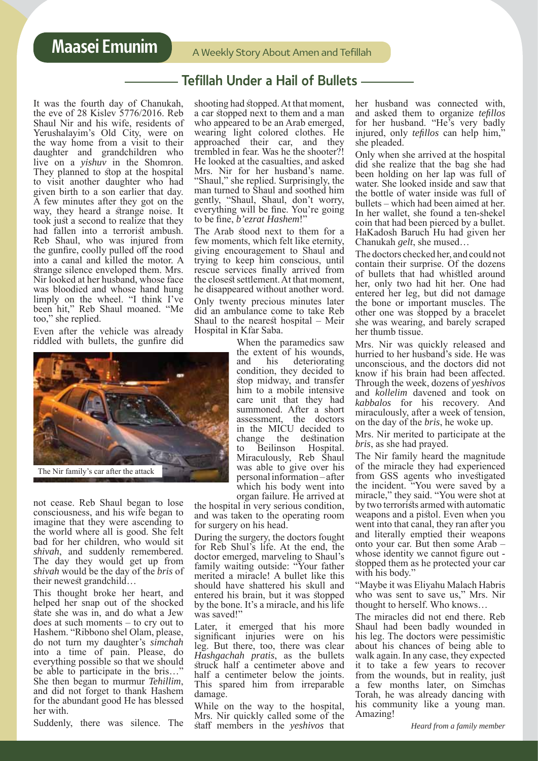# Maasei Emunim

A Weekly Story About Amen and Tefillah

## Tefillah Under a Hail of Bullets

It was the fourth day of Chanukah, the eve of 28 Kislev 5776/2016. Reb Shaul Nir and his wife, residents of Yerushalayim's Old City, were on the way home from a visit to their daughter and grandchildren who live on a *yishuv* in the Shomron. They planned to stop at the hospital to visit another daughter who had given birth to a son earlier that day. A few minutes after they got on the way, they heard a strange noise. It took just a second to realize that they had fallen into a terrorist ambush. Reb Shaul, who was injured from the gunfire, coolly pulled off the rood into a canal and killed the motor. A strange silence enveloped them. Mrs. Nir looked at her husband, whose face was bloodied and whose hand had hung limply on the wheel. "I think I've been hit," Reb Shaul moaned. "Me too," she replied.

Even after the vehicle was already riddled with bullets, the gunfire did not cease. Reb Shaul began to lose consciousness, and his wife began to imagine that they were ascending to the world where all is good. She felt bad for her children, who would sit *shivah*, and suddenly remembered. The day they would get up from *shivah* would be the day of the *bris* of their newest grandchild…

The Nir family's car after the attack

This thought broke her heart, and helped her snap out of the shocked state she was in, and do what a Jew does at such moments – to cry out to Hashem. "Ribbono shel Olam, please, do not turn my daughter's *simchah* into a time of pain. Please, do everything possible so that we should be able to participate in the bris…" She then began to murmur *Tehillim*, and did not forget to thank Hashem for the abundant good He has blessed her with.

Suddenly, there was silence. The shooting had stopped. At that moment, a car stopped next to them and a man who appeared to be an Arab emerged, wearing light colored clothes. He approached their car, and they trembled in fear. Was he the shooter?! He looked at the casualties, and asked Mrs. Nir for her husband's name. "Shaul," she replied. Surprisingly, the man turned to Shaul and soothed him gently, "Shaul, Shaul, don't worry, everything will be fine. You're going to be fine, *b'ezrat Hashem*!"

The Arab stood next to them for a few moments, which felt like eternity, giving encouragement to Shaul and trying to keep him conscious, until rescue services finally arrived from the closest settlement. At that moment, he disappeared without another word.

Only twenty precious minutes later did an ambulance come to take Reb Shaul to the nearest hospital – Meir Hospital in Kfar Saba.

When the paramedics saw the extent of his wounds, and his deteriorating condition, they decided to stop midway, and transfer him to a mobile intensive care unit that they had summoned. After a short assessment, the doctors in the MICU decided to change the destination to Beilinson Hospital. Miraculously, Reb Shaul was able to give over his personal information – after which his body went into organ failure. He arrived at the hospital in very serious condition, and was taken to the operating room for surgery on his head.

During the surgery, the doctors fought for Reb Shul's life. At the end, the doctor emerged, marveling to Shaul's family waiting outside: "Your father merited a miracle! A bullet like this should have shattered his skull and entered his brain, but it was stopped by the bone. It's a miracle, and his life was saved!"

Later, it emerged that his more significant injuries were on his leg. But there, too, there was clear *Hashgachah pratis*, as the bullets struck half a centimeter above and half a centimeter below the joints. This spared him from irreparable damage.

While on the way to the hospital, Mrs. Nir quickly called some of the staff members in the *yeshivos* that her husband was connected with, and asked them to organize *tefillos* for her husband. "He's very badly injured, only *tefillos* can help him," she pleaded.

Only when she arrived at the hospital did she realize that the bag she had been holding on her lap was full of water. She looked inside and saw that the bottle of water inside was full of bullets – which had been aimed at her. In her wallet, she found a ten-shekel coin that had been pierced by a bullet. HaKadosh Baruch Hu had given her Chanukah *gelt*, she mused…

The doctors checked her, and could not contain their surprise. Of the dozens of bullets that had whistled around her, only two had hit her. One had entered her leg, but did not damage the bone or important muscles. The other one was stopped by a bracelet she was wearing, and barely scraped her thumb tissue.

Mrs. Nir was quickly released and hurried to her husband's side. He was unconscious, and the doctors did not know if his brain had been affected. Through the week, dozens of *yeshivos* and *kollelim* davened and took on *kabbalos* for his recovery. And miraculously, after a week of tension, on the day of the *bris*, he woke up.

Mrs. Nir merited to participate at the *bris*, as she had prayed.

The Nir family heard the magnitude of the miracle they had experienced from GSS agents who investigated the incident. "You were saved by a miracle," they said. "You were shot at by two terrorists armed with automatic weapons and a pistol. Even when you went into that canal, they ran after you and literally emptied their weapons onto your car. But then some Arab – whose identity we cannot figure out - stopped them as he protected your car with his body."

"Maybe it was Eliyahu Malach Habris who was sent to save us," Mrs. Nir thought to herself. Who knows…

The miracles did not end there. Reb Shaul had been badly wounded in his leg. The doctors were pessimistic about his chances of being able to walk again. In any case, they expected it to take a few years to recover from the wounds, but in reality, just a few months later, on Simchas Torah, he was already dancing with his community like a young man. Amazing!

*Heard from a family member*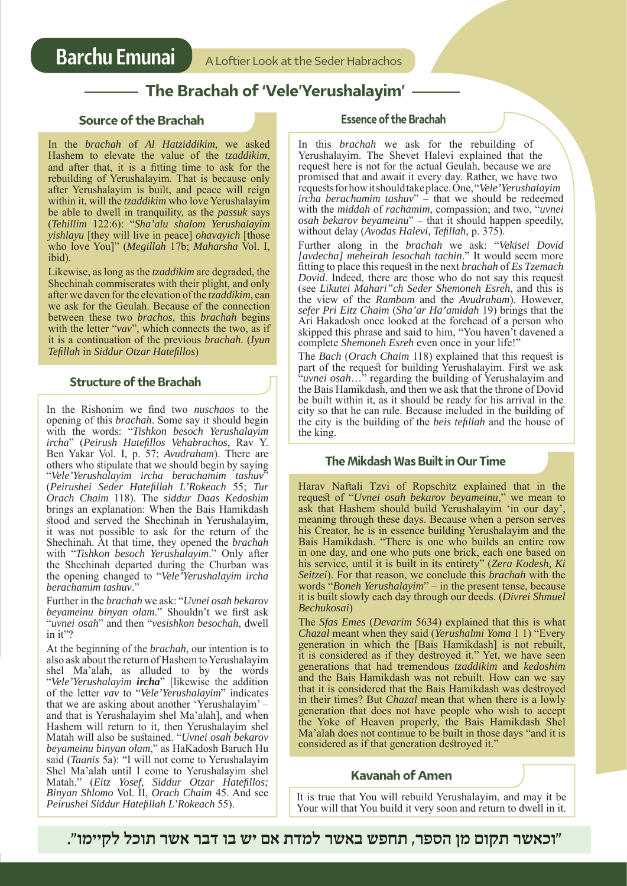# Barchu Emunai

A Loftier Look at the Seder Habrachos

## The Brachah of 'Vele'Yerushalayim'

### Source of the Brachah

In the *brachah* of *Al Hatziddikim*, we asked Hashem to elevate the value of the *tzaddikim*, and after that, it is a fitting time to ask for the rebuilding of Yerushalayim. That is because only after Yerushalayim is built, and peace will reign within it, will the *tzaddikim* who love Yerushalayim be able to dwell in tranquility, as the *passuk* says (*Tehillim* 122:6): "*Sha'alu shalom Yerushalayim yishlayu* [they will live in peace] *ohavayich* [those who love You]" (*Megillah* 17b; *Maharsha* Vol. I, ibid).

Likewise, as long as the *tzaddikim* are degraded, the Shechinah commiserates with their plight, and only after we daven for the elevation of the *tzaddikim*, can we ask for the Geulah. Because of the connection between these two *brachos*, this *brachah* begins with the letter "*vav*", which connects the two, as if it is a continuation of the previous *brachah*. (*Iyun Tefillah* in *Siddur Otzar Hatefillos*)

### Structure of the Brachah

In the Rishonim we find two *nuschaos* to the opening of this *brachah*. Some say it should begin with the words: "*Tishkon besoch Yerushalayim ircha*" (*Peirush Hatefillos Vehabrachos*, Rav Y. Ben Yakar Vol. I, p. 57; *Avudraham*). There are others who stipulate that we should begin by saying "*Vele'Yerushalayim ircha berachamim tashuv*" (*Peirushei Seder Hatefillah L'Rokeach* 55; *Tur Orach Chaim* 118). The *siddur Daas Kedoshim* brings an explanation: When the Bais Hamikdash stood and served the Shechinah in Yerushalayim, it was not possible to ask for the return of the Shechinah. At that time, they opened the *brachah* with "*Tishkon besoch Yerushalayim*." Only after the Shechinah departed during the Churban was the opening changed to "*Vele'Yerushalayim ircha berachamim tashuv*."

Further in the *brachah* we ask: "*Uvnei osah bekarov beyameinu binyan olam*." Shouldn't we first ask "*uvnei osah*" and then "*vesishkon besochah*, dwell in it"?

At the beginning of the *brachah*, our intention is to also ask about the return of Hashem to Yerushalayim shel Ma'alah, as alluded to by the words "*Vele'Yerushalayim* ***ircha***" [likewise the addition of the letter *vav* to "*Vele'Yerushalayim*" indicates that we are asking about another 'Yerushalayim' – and that is Yerushalayim shel Ma'alah], and when Hashem will return to it, then Yerushalayim shel Matah will also be sustained. "*Uvnei osah bekarov beyameinu binyan olam*," as HaKadosh Baruch Hu said (*Taanis* 5a): "I will not come to Yerushalayim Shel Ma'alah until I come to Yerushalayim shel Matah." (*Eitz Yosef, Siddur Otzar Hatefillos; Binyan Shlomo* Vol. II, *Orach Chaim* 45. And see *Peirushei Siddur Hatefillah L'Rokeach* 55).

### Essence of the Brachah

In this *brachah* we ask for the rebuilding of Yerushalayim. The Shevet Halevi explained that the request here is not for the actual Geulah, because we are promised that and await it every day. Rather, we have two requests for how it should take place. One, "*Vele'Yerushalayim ircha berachamim tashuv*" – that we should be redeemed with the *middah* of *rachamim*, compassion; and two, "*uvnei osah bekarov beyameinu*" – that it should happen speedily, without delay (*Avodas Halevi, Tefillah*, p. 375).

Further along in the *brachah* we ask: "*Vekisei Dovid [avdecha] meheirah lesochah tachin*." It would seem more fitting to place this request in the next *brachah* of *Es Tzemach Dovid*. Indeed, there are those who do not say this request (see *Likutei Mahari"ch Seder Shemoneh Esreh*, and this is the view of the *Rambam* and the *Avudraham*). However, *sefer Pri Eitz Chaim* (*Sha'ar Ha'amidah* 19) brings that the Ari Hakadosh once looked at the forehead of a person who skipped this phrase and said to him, "You haven't davened a complete *Shemoneh Esreh* even once in your life!"

The *Bach* (*Orach Chaim* 118) explained that this request is part of the request for building Yerushalayim. First we ask "*uvnei osah*…" regarding the building of Yerushalayim and the Bais Hamikdash, and then we ask that the throne of Dovid be built within it, as it should be ready for his arrival in the city so that he can rule. Because included in the building of the city is the building of the *beis tefillah* and the house of the king.

### The Mikdash Was Built in Our Time

Harav Naftali Tzvi of Ropschitz explained that in the request of "*Uvnei osah bekarov beyameinu*," we mean to ask that Hashem should build Yerushalayim 'in our day', meaning through these days. Because when a person serves his Creator, he is in essence building Yerushalayim and the Bais Hamikdash. "There is one who builds an entire row in one day, and one who puts one brick, each one based on his service, until it is built in its entirety" (*Zera Kodesh, Ki Seitzei*). For that reason, we conclude this *brachah* with the words "*Boneh Yerushalayim*" – in the present tense, because it is built slowly each day through our deeds. (*Divrei Shmuel Bechukosai*)

The *Sfas Emes* (*Devarim* 5634) explained that this is what *Chazal* meant when they said (*Yerushalmi Yoma* 1 1) "Every generation in which the [Bais Hamikdash] is not rebuilt, it is considered as if they destroyed it." Yet, we have seen generations that had tremendous *tzaddikim* and *kedoshim* and the Bais Hamikdash was not rebuilt. How can we say that it is considered that the Bais Hamikdash was destroyed in their times? But *Chazal* mean that when there is a lowly generation that does not have people who wish to accept the Yoke of Heaven properly, the Bais Hamikdash Shel Ma'alah does not continue to be built in those days "and it is considered as if that generation destroyed it."

### Kavanah of Amen

It is true that You will rebuild Yerushalayim, and may it be Your will that You build it very soon and return to dwell in it.

"וכאשר תקום מן הספר, תחפש באשר למדת אם יש בו דבר אשר תוכל לקיימו".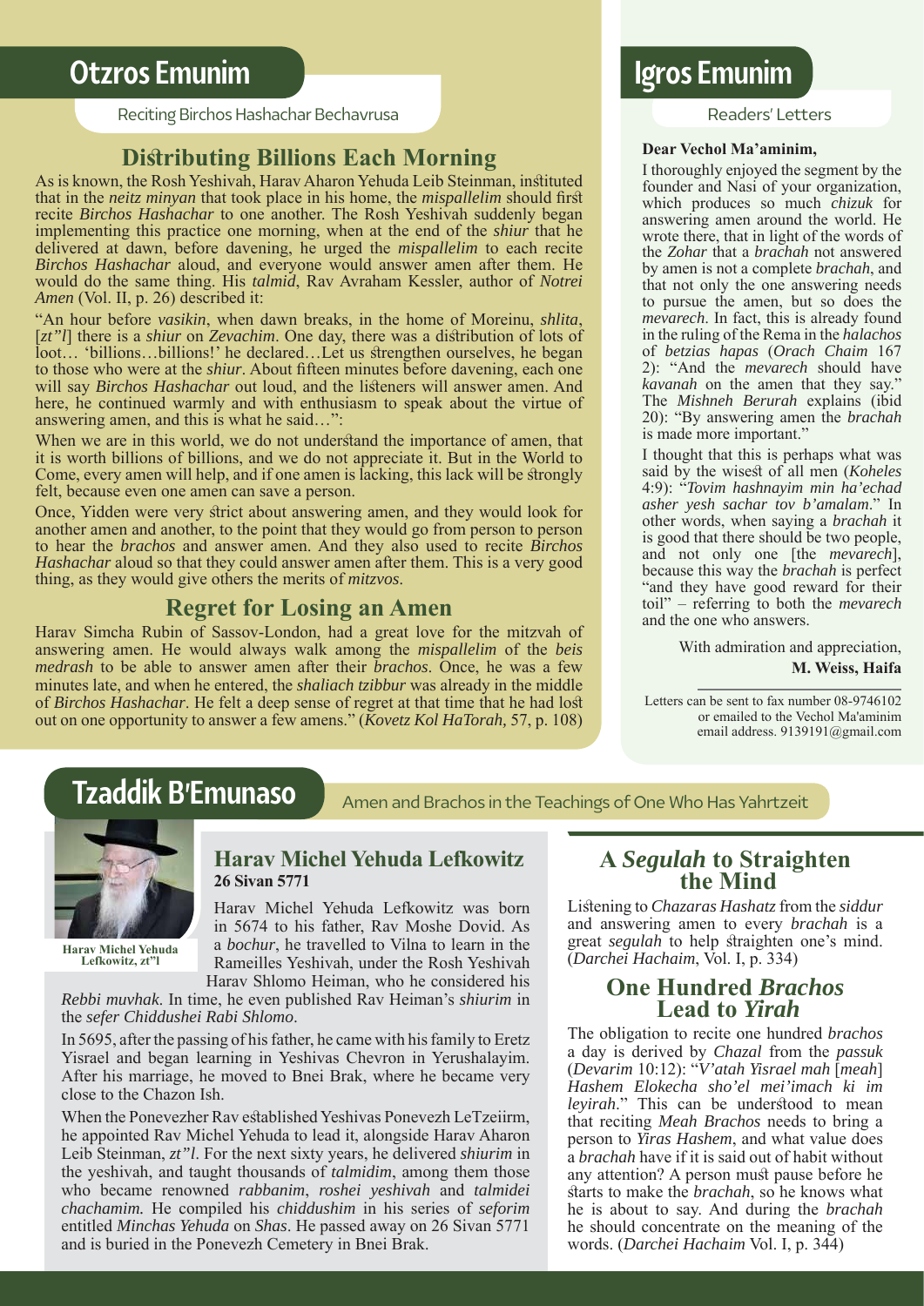## Otzros Emunim

Reciting Birchos Hashachar Bechavrusa

### Distributing Billions Each Morning

As is known, the Rosh Yeshivah, Harav Aharon Yehuda Leib Steinman, instituted that in the *neitz minyan* that took place in his home, the *mispallelim* should first recite *Birchos Hashachar* to one another. The Rosh Yeshivah suddenly began implementing this practice one morning, when at the end of the *shiur* that he delivered at dawn, before davening, he urged the *mispallelim* to each recite *Birchos Hashachar* aloud, and everyone would answer amen after them. He would do the same thing. His *talmid*, Rav Avraham Kessler, author of *Notrei Amen* (Vol. II, p. 26) described it:

"An hour before *vasikin*, when dawn breaks, in the home of Moreinu, *shlita*, [*zt"l*] there is a *shiur* on *Zevachim*. One day, there was a distribution of lots of loot… 'billions…billions!' he declared…Let us strengthen ourselves, he began to those who were at the *shiur*. About fifteen minutes before davening, each one will say *Birchos Hashachar* out loud, and the listeners will answer amen. And here, he continued warmly and with enthusiasm to speak about the virtue of answering amen, and this is what he said…":

When we are in this world, we do not understand the importance of amen, that it is worth billions of billions, and we do not appreciate it. But in the World to Come, every amen will help, and if one amen is lacking, this lack will be strongly felt, because even one amen can save a person.

Once, Yidden were very strict about answering amen, and they would look for another amen and another, to the point that they would go from person to person to hear the *brachos* and answer amen. And they also used to recite *Birchos Hashachar* aloud so that they could answer amen after them. This is a very good thing, as they would give others the merits of *mitzvos*.

### Regret for Losing an Amen

Harav Simcha Rubin of Sassov-London, had a great love for the mitzvah of answering amen. He would always walk among the *mispallelim* of the *beis medrash* to be able to answer amen after their *brachos*. Once, he was a few minutes late, and when he entered, the *shaliach tzibbur* was already in the middle of *Birchos Hashachar*. He felt a deep sense of regret at that time that he had lost out on one opportunity to answer a few amens." (*Kovetz Kol HaTorah,* 57, p. 108)

## Igros Emunim

Readers' Letters

**Dear Vechol Ma'aminim,**

I thoroughly enjoyed the segment by the founder and Nasi of your organization, which produces so much *chizuk* for answering amen around the world. He wrote there, that in light of the words of the *Zohar* that a *brachah* not answered by amen is not a complete *brachah*, and that not only the one answering needs to pursue the amen, but so does the *mevarech*. In fact, this is already found in the ruling of the Rema in the *halachos* of *betzias hapas* (*Orach Chaim* 167 2): "And the *mevarech* should have *kavanah* on the amen that they say." The *Mishneh Berurah* explains (ibid 20): "By answering amen the *brachah* is made more important."

I thought that this is perhaps what was said by the wisest of all men (*Koheles* 4:9): "*Tovim hashnayim min ha'echad asher yesh sachar tov b'amalam*." In other words, when saying a *brachah* it is good that there should be two people, and not only one [the *mevarech*], because this way the *brachah* is perfect "and they have good reward for their toil" – referring to both the *mevarech* and the one who answers.

With admiration and appreciation,
**M. Weiss, Haifa**

Letters can be sent to fax number 08-9746102 or emailed to the Vechol Ma'aminim email address. 9139191@gmail.com

## Tzaddik B'Emunaso

Amen and Brachos in the Teachings of One Who Has Yahrtzeit

**Harav Michel Yehuda Lefkowitz, zt"l**

### Harav Michel Yehuda Lefkowitz

**26 Sivan 5771**

Harav Michel Yehuda Lefkowitz was born in 5674 to his father, Rav Moshe Dovid. As a *bochur*, he travelled to Vilna to learn in the Rameilles Yeshivah, under the Rosh Yeshivah Harav Shlomo Heiman, who he considered his *Rebbi muvhak*. In time, he even published Rav Heiman's *shiurim* in the *sefer Chiddushei Rabi Shlomo*.

In 5695, after the passing of his father, he came with his family to Eretz Yisrael and began learning in Yeshivas Chevron in Yerushalayim. After his marriage, he moved to Bnei Brak, where he became very close to the Chazon Ish.

When the Ponevezher Rav established Yeshivas Ponevezh LeTzeiirm, he appointed Rav Michel Yehuda to lead it, alongside Harav Aharon Leib Steinman, *zt"l*. For the next sixty years, he delivered *shiurim* in the yeshivah, and taught thousands of *talmidim*, among them those who became renowned *rabbanim*, *roshei yeshivah* and *talmidei chachamim.* He compiled his *chiddushim* in his series of *seforim* entitled *Minchas Yehuda* on *Shas*. He passed away on 26 Sivan 5771 and is buried in the Ponevezh Cemetery in Bnei Brak.

### A *Segulah* to Straighten the Mind

Listening to *Chazaras Hashatz* from the *siddur* and answering amen to every *brachah* is a great *segulah* to help straighten one's mind. (*Darchei Hachaim*, Vol. I, p. 334)

### One Hundred *Brachos* Lead to *Yirah*

The obligation to recite one hundred *brachos* a day is derived by *Chazal* from the *passuk* (*Devarim* 10:12): "*V'atah Yisrael mah* [*meah*] *Hashem Elokecha sho'el mei'imach ki im leyirah*." This can be understood to mean that reciting *Meah Brachos* needs to bring a person to *Yiras Hashem*, and what value does a *brachah* have if it is said out of habit without any attention? A person must pause before he starts to make the *brachah*, so he knows what he is about to say. And during the *brachah* he should concentrate on the meaning of the words. (*Darchei Hachaim* Vol. I, p. 344)